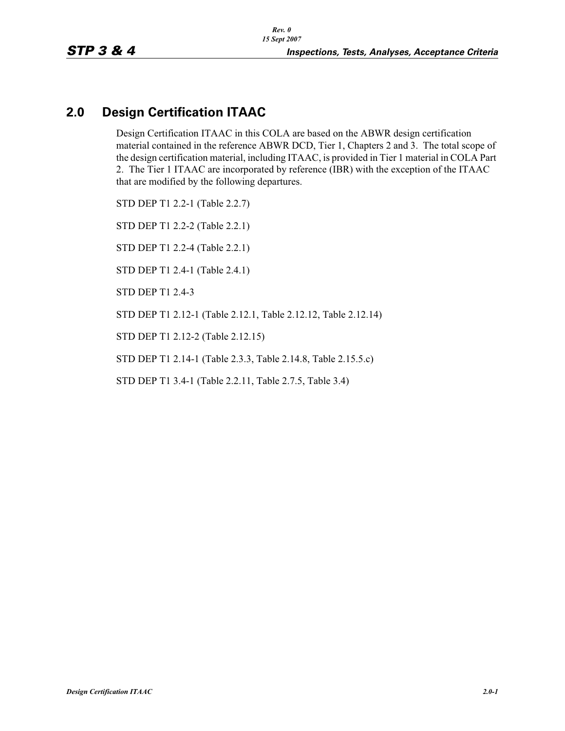## 2.0 Design Certification ITAAC

Design Certification ITAAC in this COLA are based on the ABWR design certification material contained in the reference ABWR DCD, Tier 1, Chapters 2 and 3. The total scope of the design certification material, including ITAAC, is provided in Tier 1 material in COLA Part 2. The Tier 1 ITAAC are incorporated by reference (IBR) with the exception of the ITAAC that are modified by the following departures.

STD DEP T1 2.2-1 (Table 2.2.7)

STD DEP T1 2.2-2 (Table 2.2.1)

STD DEP T1 2.2-4 (Table 2.2.1)

STD DEP T1 2.4-1 (Table 2.4.1)

STD DEP T1 2.4-3

STD DEP T1 2.12-1 (Table 2.12.1, Table 2.12.12, Table 2.12.14)

STD DEP T1 2.12-2 (Table 2.12.15)

STD DEP T1 2.14-1 (Table 2.3.3, Table 2.14.8, Table 2.15.5.c)

STD DEP T1 3.4-1 (Table 2.2.11, Table 2.7.5, Table 3.4)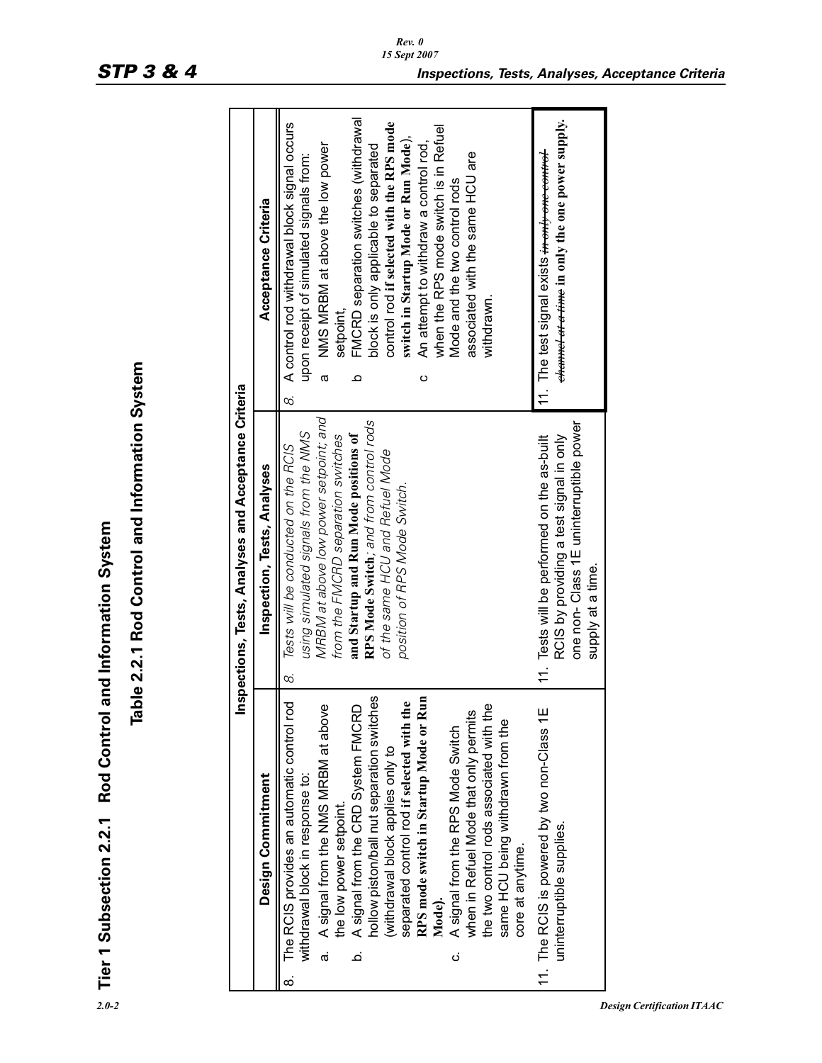# Tier 1 Subsection 2.2.1 Rod Control and Information System

## Table 2.2.1 Rod Control and Information System

| Inspections, Tests, Analyses and Acceptance Criteria | | |
|---|---|---|
| **Design Commitment** | **Inspection, Tests, Analyses** | **Acceptance Criteria** |
| 8. The RCIS provides an automatic control rod withdrawal block in response to:<br>a. A signal from the NMS MRBM at above the low power setpoint.<br>b. A signal from the CRD System FMCRD hollow piston/ball nut separation switches (withdrawal block applies only to separated control rod **if selected with the RPS mode switch in Startup Mode or Run Mode**).<br>c. A signal from the RPS Mode Switch when in Refuel Mode that only permits the two control rods associated with the same HCU being withdrawn from the core at anytime. | 8. *Tests will be conducted on the RCIS using simulated signals from the NMS MRBM at above low power setpoint; and from the FMCRD separation switches* **and Startup and Run Mode positions of RPS Mode Switch**; *and from control rods of the same HCU and Refuel Mode position of RPS Mode Switch.* | 8. A control rod withdrawal block signal occurs upon receipt of simulated signals from:<br>a NMS MRBM at above the low power setpoint,<br>b FMCRD separation switches (withdrawal block is only applicable to separated control rod **if selected with the RPS mode switch in Startup Mode or Run Mode**),<br>c An attempt to withdraw a control rod, when the RPS mode switch is in Refuel Mode and the two control rods associated with the same HCU are withdrawn. |
| 11. The RCIS is powered by two non-Class 1E uninterruptible supplies. | 11. Tests will be performed on the as-built RCIS by providing a test signal in only one non- Class 1E uninterruptible power supply at a time. | 11. The test signal exists ~~in only one control channel at a time~~ **in only the one power supply.** |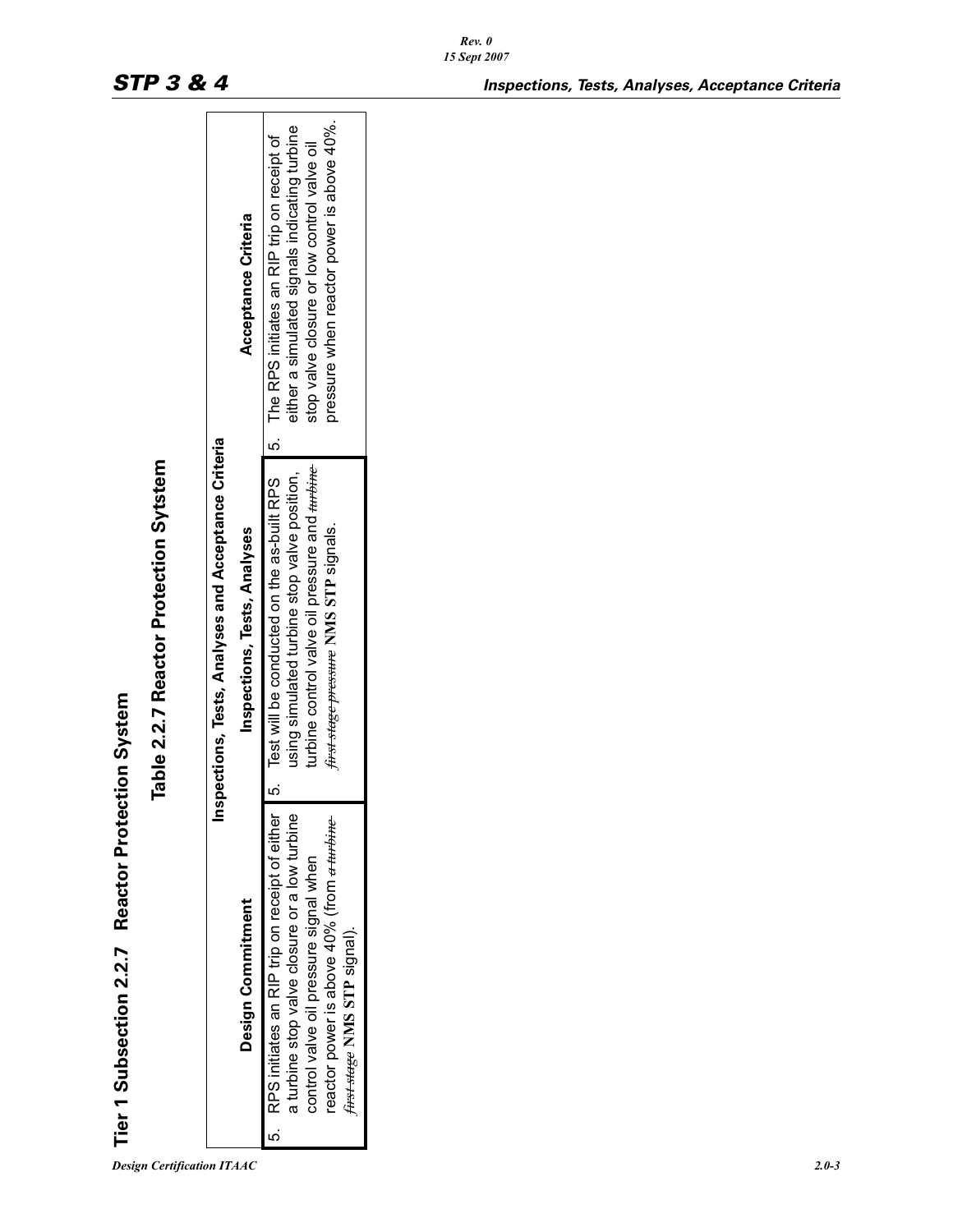# Tier 1 Subsection 2.2.7 Reactor Protection System

## Table 2.2.7 Reactor Protection Sytstem

| Inspections, Tests, Analyses and Acceptance Criteria | | |
|---|---|---|
| **Design Commitment** | **Inspections, Tests, Analyses** | **Acceptance Criteria** |
| 5. RPS initiates an RIP trip on receipt of either a turbine stop valve closure or a low turbine control valve oil pressure signal when reactor power is above 40% (from ~~a turbine first stage~~ **NMS STP** signal). | 5. Test will be conducted on the as-built RPS using simulated turbine stop valve position, turbine control valve oil pressure and ~~turbine first stage pressure~~ **NMS STP** signals. | 5. The RPS initiates an RIP trip on receipt of either a simulated signals indicating turbine stop valve closure or low control valve oil pressure when reactor power is above 40%. |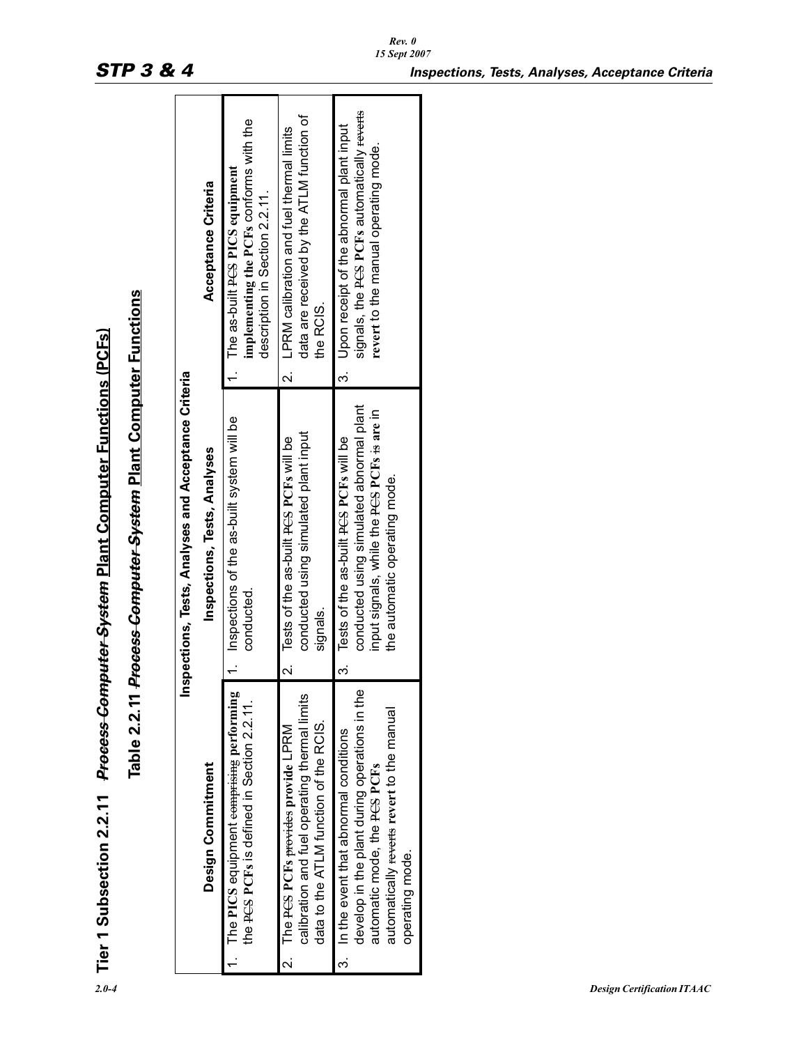# Tier 1 Subsection 2.2.11 ~~*Process Computer System*~~ Plant Computer Functions (PCFs)

## Table 2.2.11 ~~*Process Computer System*~~ Plant Computer Functions

| Inspections, Tests, Analyses and Acceptance Criteria | | |
|---|---|---|
| **Design Commitment** | **Inspections, Tests, Analyses** | **Acceptance Criteria** |
| 1. The **PICS** equipment ~~comprising~~ **performing** the ~~PCS~~ **PCFs** is defined in Section 2.2.11. | 1. Inspections of the as-built system will be conducted. | 1. The as-built ~~PCS~~ **PICS equipment implementing the PCFs** conforms with the description in Section 2.2.11. |
| 2. The ~~PCS~~ **PCFs** ~~provides~~ **provide** LPRM calibration and fuel operating thermal limits data to the ATLM function of the RCIS. | 2. Tests of the as-built ~~PCS~~ **PCFs** will be conducted using simulated plant input signals. | 2. LPRM calibration and fuel thermal limits data are received by the ATLM function of the RCIS. |
| 3. In the event that abnormal conditions develop in the plant during operations in the automatic mode, the ~~PCS~~ **PCFs** automatically ~~reverts~~ **revert** to the manual operating mode. | 3. Tests of the as-built ~~PCS~~ **PCFs** will be conducted using simulated abnormal plant input signals, while the ~~PCS~~ **PCFs** ~~is~~ **are** in the automatic operating mode. | 3. Upon receipt of the abnormal plant input signals, the ~~PCS~~ **PCFs** automatically ~~reverts~~ **revert** to the manual operating mode. |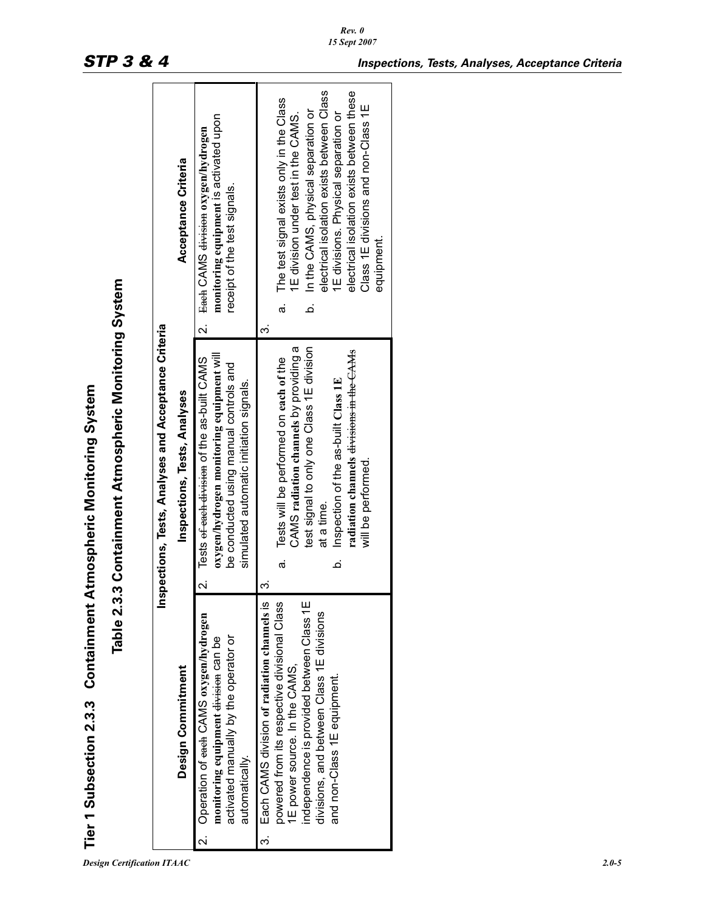## Tier 1 Subsection 2.3.3 Containment Atmospheric Monitoring System

### Table 2.3.3 Containment Atmospheric Monitoring System

| Inspections, Tests, Analyses and Acceptance Criteria | | |
|---|---|---|
| **Design Commitment** | **Inspections, Tests, Analyses** | **Acceptance Criteria** |
| 2. Operation of ~~each~~ CAMS **oxygen/hydrogen monitoring equipment** ~~division~~ can be activated manually by the operator or automatically. | 2. Tests ~~of each division~~ of the as-built CAMS **oxygen/hydrogen monitoring equipment** will be conducted using manual controls and simulated automatic initiation signals. | 2. ~~Each~~ CAMS ~~division~~ **oxygen/hydrogen monitoring equipment** is activated upon receipt of the test signals. |
| 3. Each CAMS division **of radiation channels** is powered from its respective divisional Class 1E power source. In the CAMS, independence is provided between Class 1E divisions, and between Class 1E divisions and non-Class 1E equipment. | 3. <br>a. Tests will be performed on **each of the** CAMS **radiation channels** by providing a test signal to only one Class 1E division at a time.<br>b. Inspection of the as-built **Class 1E radiation channels** ~~divisions in the CAMs~~ will be performed. | 3. <br>a. The test signal exists only in the Class 1E division under test in the CAMS.<br>b. In the CAMS, physical separation or electrical isolation exists between Class 1E divisions. Physical separation or electrical isolation exists between these Class 1E divisions and non-Class 1E equipment. |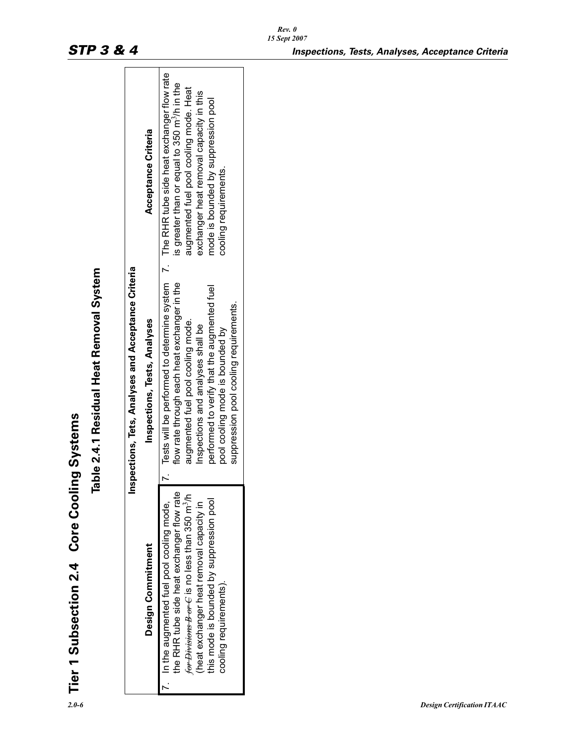# Tier 1 Subsection 2.4 Core Cooling Systems

## Table 2.4.1 Residual Heat Removal System

| Inspections, Tets, Analyses and Acceptance Criteria | | |
|---|---|---|
| **Design Commitment** | **Inspections, Tests, Analyses** | **Acceptance Criteria** |
| 7. In the augmented fuel pool cooling mode, the RHR tube side heat exchanger flow rate ~~*for Divisions B or C*~~ is no less than 350 $m^3/h$ (heat exchanger heat removal capacity in this mode is bounded by suppression pool cooling requirements). | 7. Tests will be performed to determine system flow rate through each heat exchanger in the augmented fuel pool cooling mode. Inspections and analyses shall be performed to verify that the augmented fuel pool cooling mode is bounded by suppression pool cooling requirements. | 7. The RHR tube side heat exchanger flow rate is greater than or equal to 350 $m^3/h$ in the augmented fuel pool cooling mode. Heat exchanger heat removal capacity in this mode is bounded by suppression pool cooling requirements. |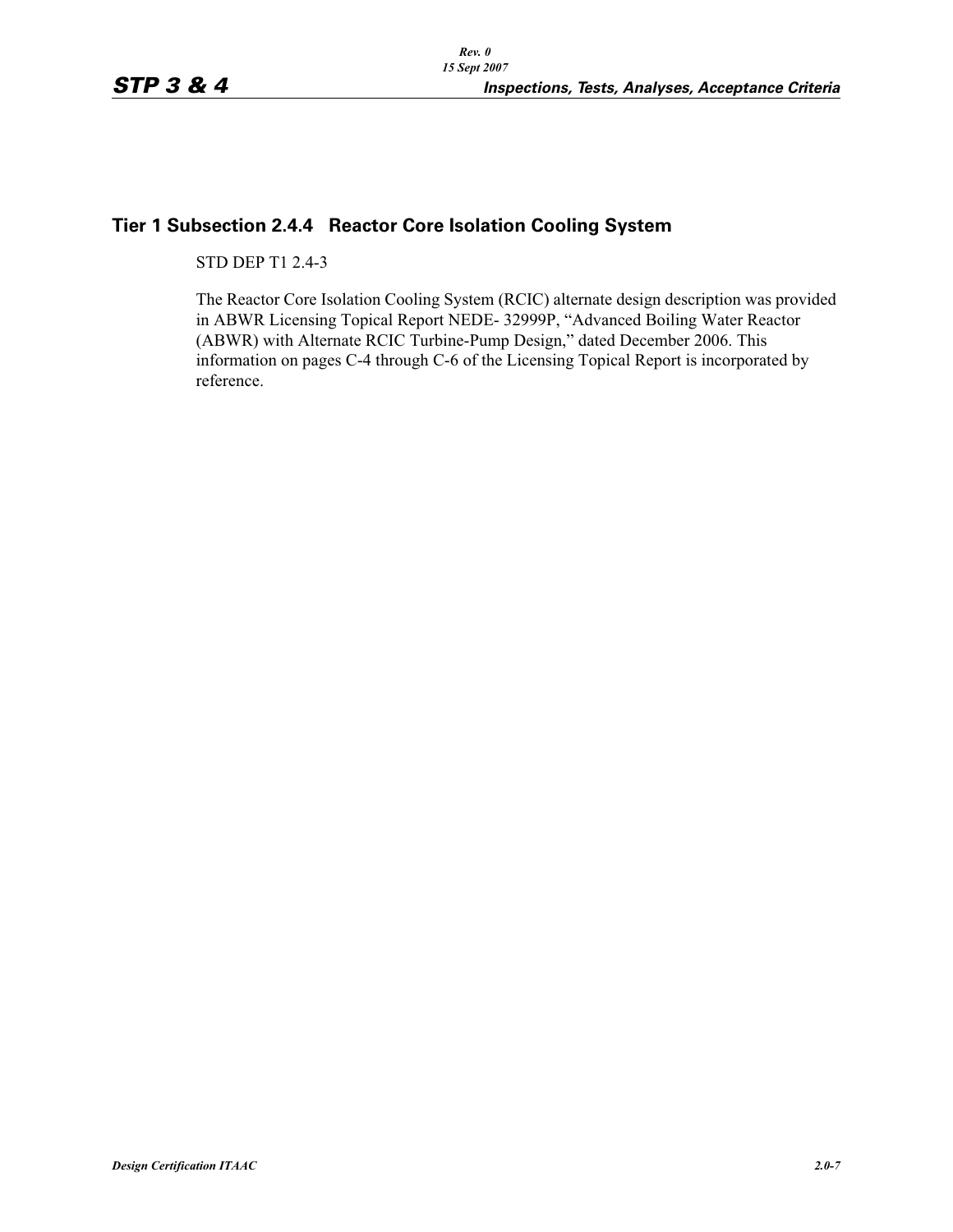## Tier 1 Subsection 2.4.4 Reactor Core Isolation Cooling System

STD DEP T1 2.4-3

The Reactor Core Isolation Cooling System (RCIC) alternate design description was provided in ABWR Licensing Topical Report NEDE- 32999P, "Advanced Boiling Water Reactor (ABWR) with Alternate RCIC Turbine-Pump Design," dated December 2006. This information on pages C-4 through C-6 of the Licensing Topical Report is incorporated by reference.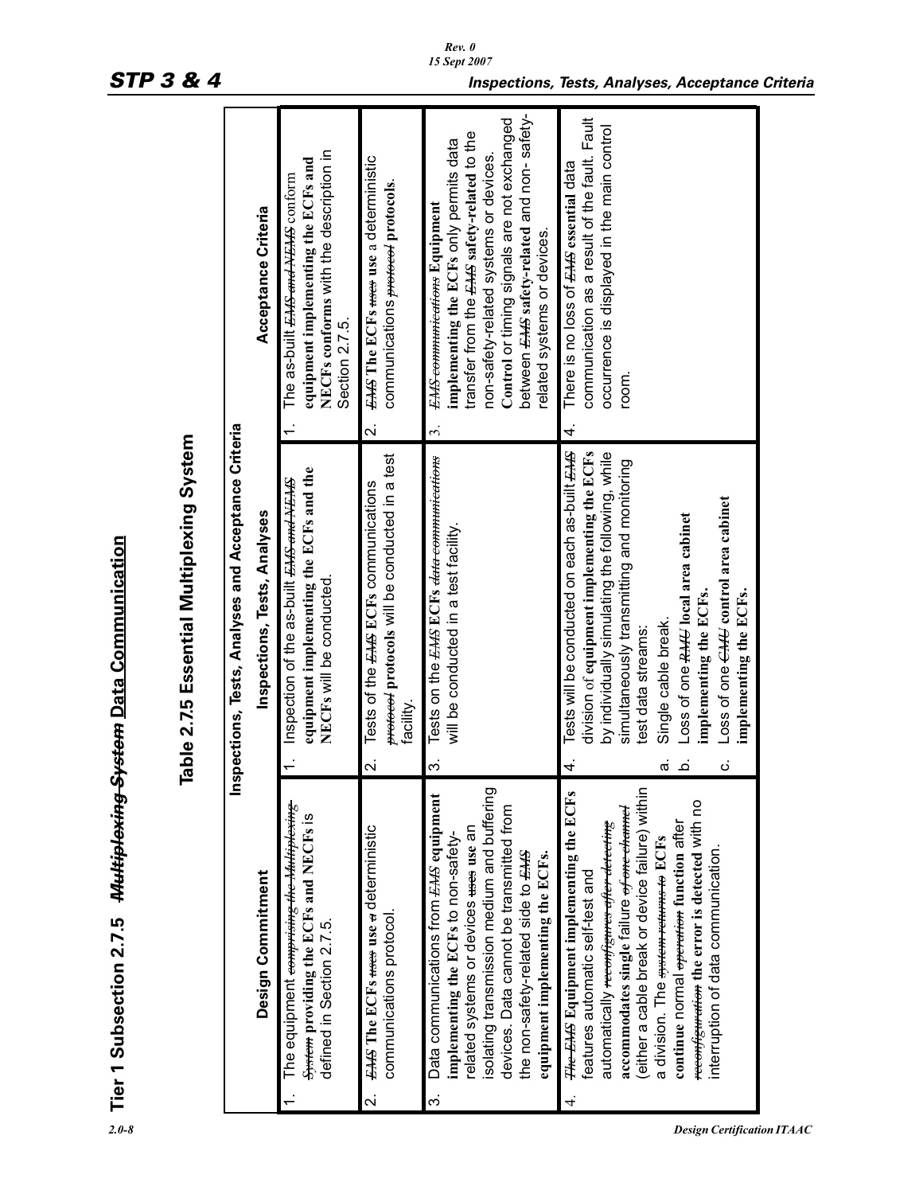# Tier 1 Subsection 2.7.5 ~~Multiplexing System~~ Data Communication

## Table 2.7.5 Essential Multiplexing System

| Inspections, Tests, Analyses and Acceptance Criteria | | |
|---|---|---|
| **Design Commitment** | **Inspections, Tests, Analyses** | **Acceptance Criteria** |
| 1. The equipment ~~comprising the Multiplexing System~~ **providing the ECFs and NECFs** is defined in Section 2.7.5. | 1. Inspection of the as-built ~~EMS and NEMS~~ **equipment implementing the ECFs and the NECFs** will be conducted. | 1. The as-built ~~EMS and NEMS~~ conform **equipment implementing the ECFs and NECFs conforms** with the description in Section 2.7.5. |
| 2. ~~EMS~~ **The ECFs** ~~uses~~ **use** ~~a~~ deterministic communications protocol. | 2. Tests of the ~~EMS~~ **ECFs** communications ~~protocol~~ **protocols** will be conducted in a test facility. | 2. ~~EMS~~ **The ECFs** ~~uses~~ **use** a deterministic communications ~~protocol~~ **protocols**. |
| 3. Data communications from ~~EMS~~ **equipment implementing the ECFs** to non-safety-related systems or devices ~~uses~~ **use** an isolating transmission medium and buffering devices. Data cannot be transmitted from the non-safety-related side to ~~EMS~~ **equipment implementing the ECFs.** | 3. Tests on the ~~EMS~~ **ECFs** ~~data communications~~ will be conducted in a test facility. | 3. ~~EMS communications~~ **Equipment implementing the ECFs** only permits data transfer from the ~~EMS~~ **safety-related** to the non-safety-related systems or devices. **Control** or timing signals are not exchanged between ~~EMS~~ **safety-related** and non- safety-related systems or devices. |
| 4. ~~The EMS~~ **Equipment implementing the ECFs** features automatic self-test and automatically ~~reconfigures after detecting~~ **accommodates single** failure ~~of one channel~~ (either a cable break or device failure) within a division. The ~~system returns to~~ **ECFs continue** normal ~~operation~~ **function** after ~~reconfiguration~~ **the error is detected** with no interruption of data communication. | 4. Tests will be conducted on each as-built ~~EMS~~ division of **equipment implementing the ECFs** by individually simulating the following, while simultaneously transmitting and monitoring test data streams:<br>a. Single cable break.<br>b. Loss of one ~~RMU~~ **local area cabinet implementing the ECFs.**<br>c. Loss of one ~~CMU~~ **control area cabinet implementing the ECFs.** | 4. There is no loss of ~~EMS~~ **essential** data communication as a result of the fault. Fault occurrence is displayed in the main control room. |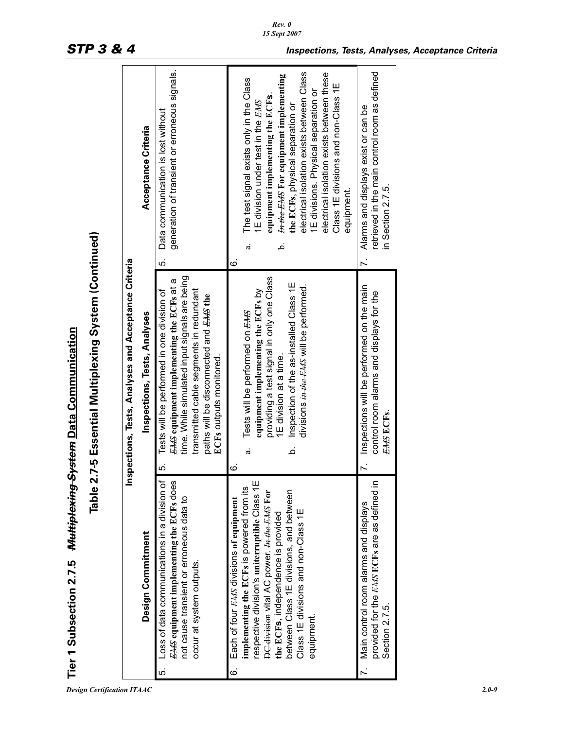## Tier 1 Subsection 2.7.5 ~~Multiplexing System~~ Data Communication

### Table 2.7-5 Essential Multiplexing System (Continued)

| Inspections, Tests, Analyses and Acceptance Criteria | | |
|---|---|---|
| **Design Commitment** | **Inspections, Tests, Analyses** | **Acceptance Criteria** |
| 5. Loss of data communications in a division of ~~EMS~~ **equipment implementing the ECFs** does not cause transient or erroneous data to occur at system outputs. | 5. Tests will be performed in one division of ~~EMS~~ **equipment implementing the ECFs** at a time. While simulated input signals are being transmitted cable segments in redundant paths will be disconnected and ~~EMS~~ **the ECFs** outputs monitored. | 5. Data communication is lost without generation of transient or erroneous signals. |
| 6. Each of four ~~EMS~~ divisions **of equipment implementing the ECFs** is powered from its respective division's **uninterruptible** Class 1E ~~DC division~~ vital AC power. ~~In the EMS~~ **For the ECFs**, independence is provided between Class 1E divisions, and between Class 1E divisions and non-Class 1E equipment. | 6.<br>a. Tests will be performed on ~~EMS~~ **equipment implementing the ECFs** by providing a test signal in only one Class 1E division at a time.<br>b. Inspection of the as-installed Class 1E divisions ~~in the EMS~~ will be performed. | 6.<br>a. The test signal exists only in the Class 1E division under test in the ~~EMS~~ **equipment implementing the ECFs**.<br>b. ~~In the EMS~~ **For equipment implementing the ECFs**, physical separation or electrical isolation exists between Class 1E divisions. Physical separation or electrical isolation exists between these Class 1E divisions and non-Class 1E equipment. |
| 7. Main control room alarms and displays provided for the ~~EMS~~ **ECFs** are as defined in Section 2.7.5. | 7. Inspections will be performed on the main control room alarms and displays for the ~~EMS~~ **ECFs**. | 7. Alarms and displays exist or can be retrieved in the main control room as defined in Section 2.7.5. |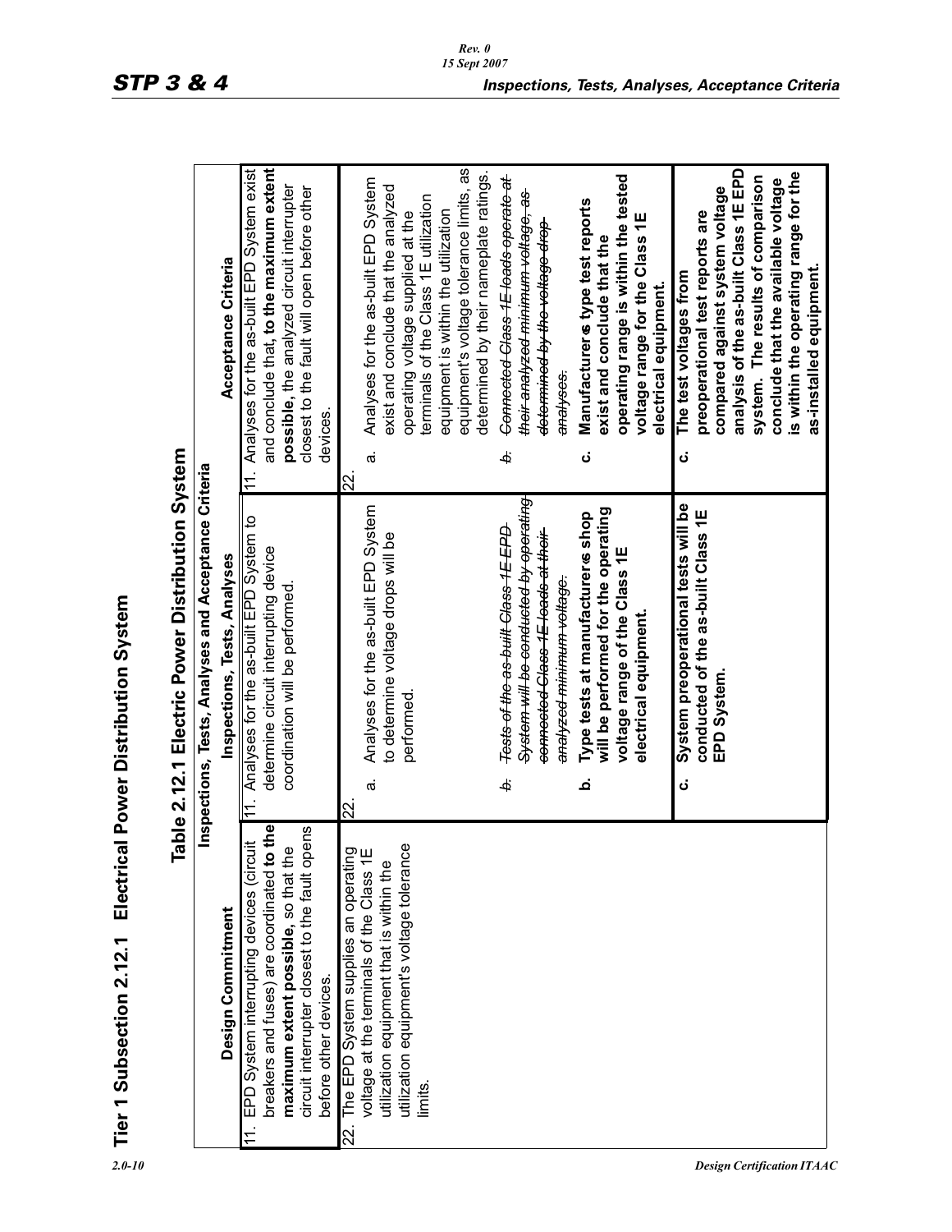# Tier 1 Subsection 2.12.1 Electrical Power Distribution System

## Table 2.12.1 Electric Power Distribution System

| Design Commitment | Inspections, Tests, Analyses | Acceptance Criteria |
|---|---|---|
| 11. EPD System interrupting devices (circuit breakers and fuses) are coordinated **to the maximum extent possible**, so that the circuit interrupter closest to the fault opens before other devices. | 11. Analyses for the as-built EPD System to determine circuit interrupting device coordination will be performed. | 11. Analyses for the as-built EPD System exist and conclude that, **to the maximum extent possible**, the analyzed circuit interrupter closest to the fault will open before other devices. |
| 22. The EPD System supplies an operating voltage at the terminals of the Class 1E utilization equipment that is within the utilization equipment's voltage tolerance limits. | 22.<br>a. Analyses for the as-built EPD System to determine voltage drops will be performed.<br><br>~~b. Tests of the as-built Class 1E EPD System will be conducted by operating connected Class 1E loads at their analyzed minimum voltage.~~<br><br>**b. Type tests at manufacturer's shop will be performed for the operating voltage range of the Class 1E electrical equipment.** | 22.<br>a. Analyses for the as-built EPD System exist and conclude that the analyzed operating voltage supplied at the terminals of the Class 1E utilization equipment is within the utilization equipment's voltage tolerance limits, as determined by their nameplate ratings.<br><br>~~b. Connected Class 1E loads operate at their analyzed minimum voltage, as determined by the voltage drop analyses.~~<br><br>**c. Manufacturer's type test reports exist and conclude that the operating range is within the tested voltage range for the Class 1E electrical equipment.** |
| | **c. System preoperational tests will be conducted of the as-built Class 1E EPD System.** | **c. The test voltages from preoperational test reports are compared against system voltage analysis of the as-built Class 1E EPD system. The results of comparison conclude that the available voltage is within the operating range for the as-installed equipment.** |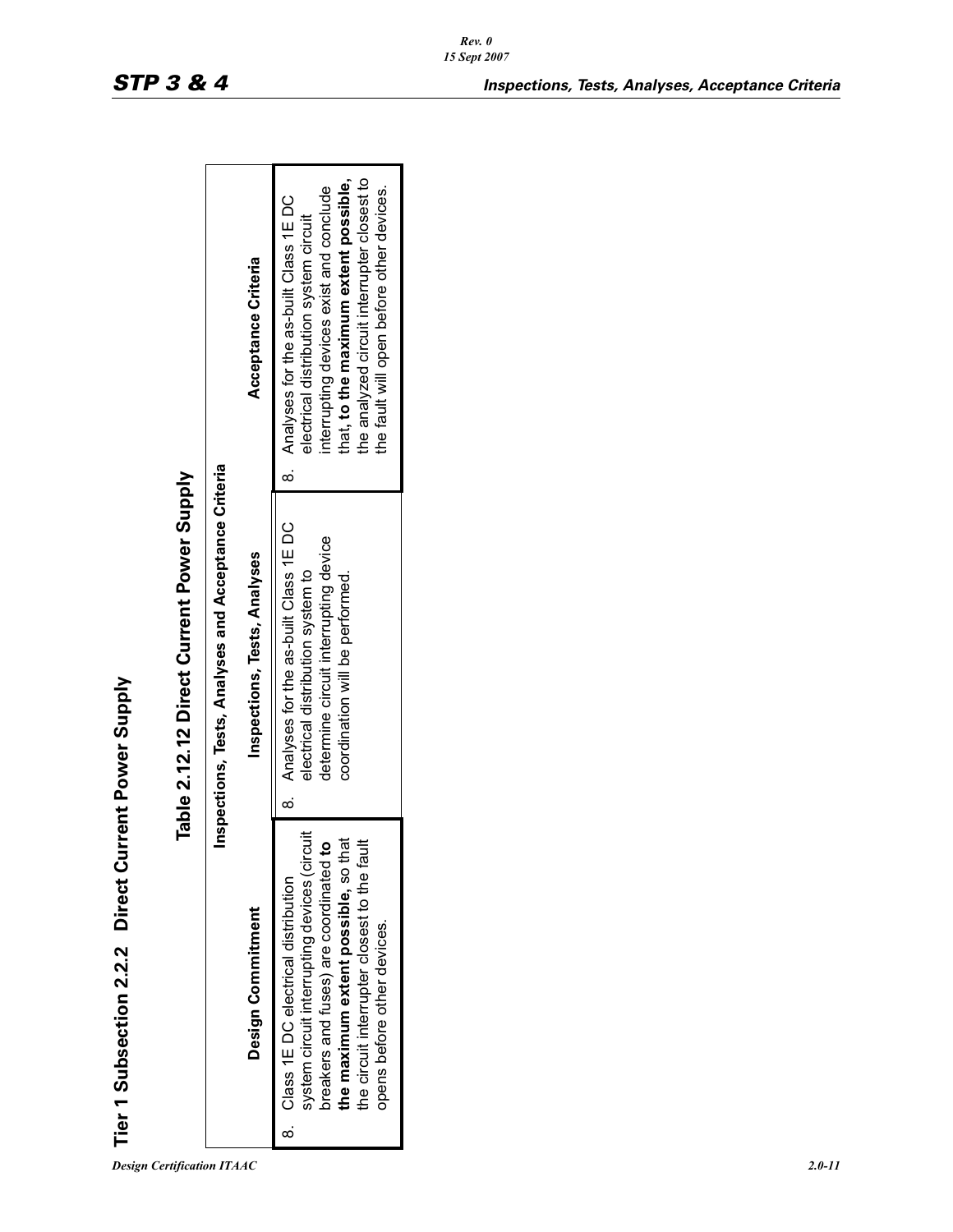## Tier 1 Subsection 2.2.2 Direct Current Power Supply

### Table 2.12.12 Direct Current Power Supply

| Inspections, Tests, Analyses and Acceptance Criteria | | |
|---|---|---|
| **Design Commitment** | **Inspections, Tests, Analyses** | **Acceptance Criteria** |
| 8. Class 1E DC electrical distribution system circuit interrupting devices (circuit breakers and fuses) are coordinated **to the maximum extent possible**, so that the circuit interrupter closest to the fault opens before other devices. | 8. Analyses for the as-built Class 1E DC electrical distribution system to determine circuit interrupting device coordination will be performed. | 8. Analyses for the as-built Class 1E DC electrical distribution system circuit interrupting devices exist and conclude that**, to the maximum extent possible,** the analyzed circuit interrupter closest to the fault will open before other devices. |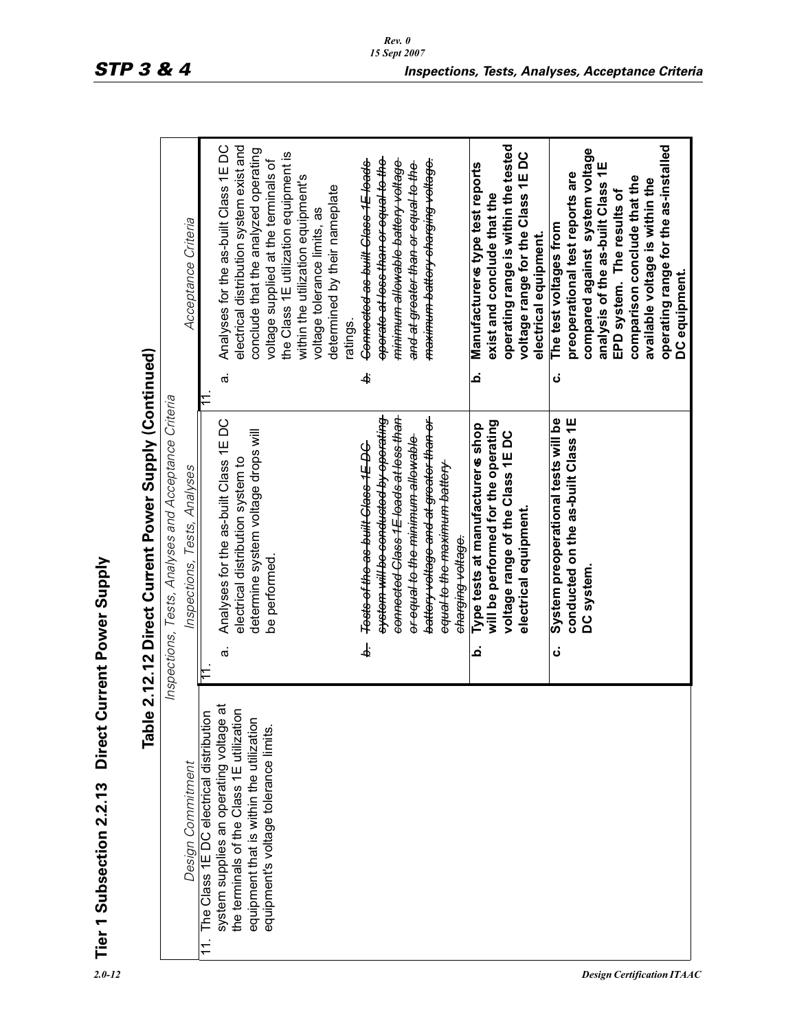# Tier 1 Subsection 2.2.13 Direct Current Power Supply

## Table 2.12.12 Direct Current Power Supply (Continued)

| Inspections, Tests, Analyses and Acceptance Criteria | | |
|---|---|---|
| Design Commitment | Inspections, Tests, Analyses | Acceptance Criteria |
| 11. The Class 1E DC electrical distribution system supplies an operating voltage at the terminals of the Class 1E utilization equipment that is within the utilization equipment's voltage tolerance limits. | 11.<br>a. Analyses for the as-built Class 1E DC electrical distribution system to determine system voltage drops will be performed. | 11.<br>a. Analyses for the as-built Class 1E DC electrical distribution system exist and conclude that the analyzed operating voltage supplied at the terminals of the Class 1E utilization equipment is within the utilization equipment's voltage tolerance limits, as determined by their nameplate ratings. |
| | ~~b. Tests of the as-built Class 1E DC system will be conducted by operating connected Class 1E loads at less than or equal to the minimum allowable battery voltage and at greater than or equal to the maximum battery charging voltage.~~ | ~~b. Connected as-built Class 1E loads operate at less than or equal to the minimum allowable battery voltage and at greater than or equal to the maximum battery charging voltage.~~ |
| | **b. Type tests at manufacturer's shop will be performed for the operating voltage range of the Class 1E DC electrical equipment.** | **b. Manufacturer's type test reports exist and conclude that the operating range is within the tested voltage range for the Class 1E DC electrical equipment.** |
| | **c. System preoperational tests will be conducted on the as-built Class 1E DC system.** | **c. The test voltages from preoperational test reports are compared against system voltage analysis of the as-built Class 1E EPD system. The results of comparison conclude that the available voltage is within the operating range for the as-installed DC equipment.** |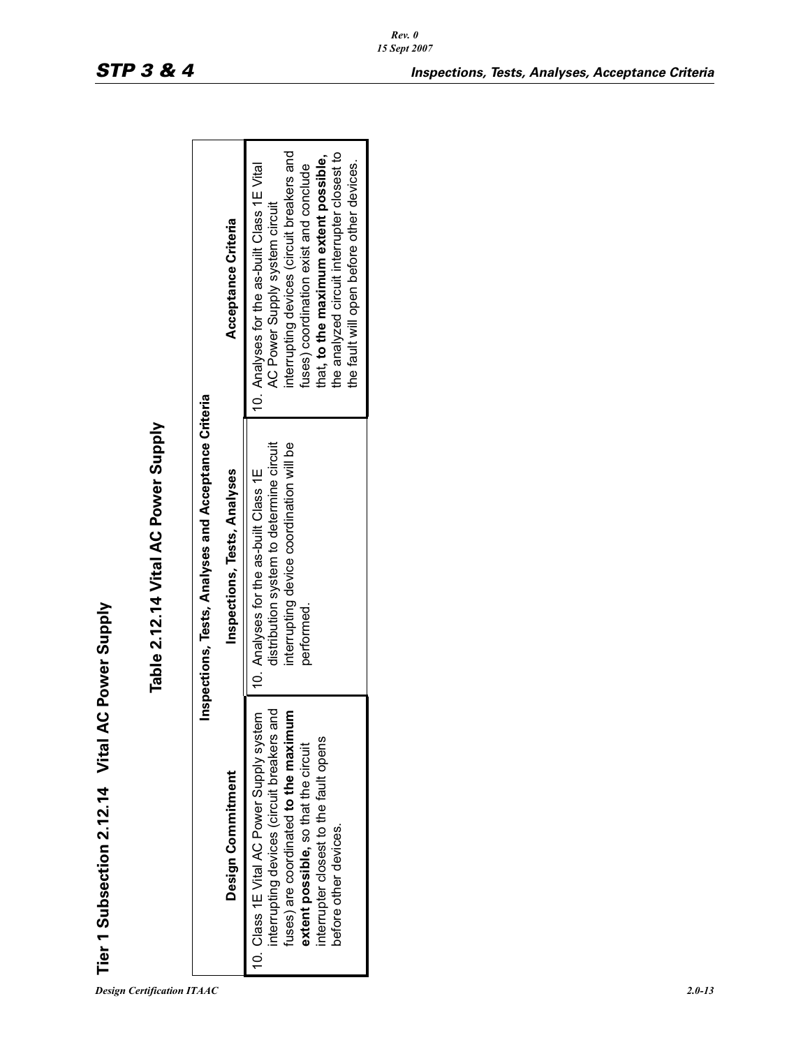## Tier 1 Subsection 2.12.14 Vital AC Power Supply

### Table 2.12.14 Vital AC Power Supply

| Inspections, Tests, Analyses and Acceptance Criteria | | |
|---|---|---|
| **Design Commitment** | **Inspections, Tests, Analyses** | **Acceptance Criteria** |
| 10. Class 1E Vital AC Power Supply system interrupting devices (circuit breakers and fuses) are coordinated **to the maximum extent possible,** so that the circuit interrupter closest to the fault opens before other devices. | 10. Analyses for the as-built Class 1E distribution system to determine circuit interrupting device coordination will be performed. | 10. Analyses for the as-built Class 1E Vital AC Power Supply system circuit interrupting devices (circuit breakers and fuses) coordination exist and conclude that**, to the maximum extent possible,** the analyzed circuit interrupter closest to the fault will open before other devices. |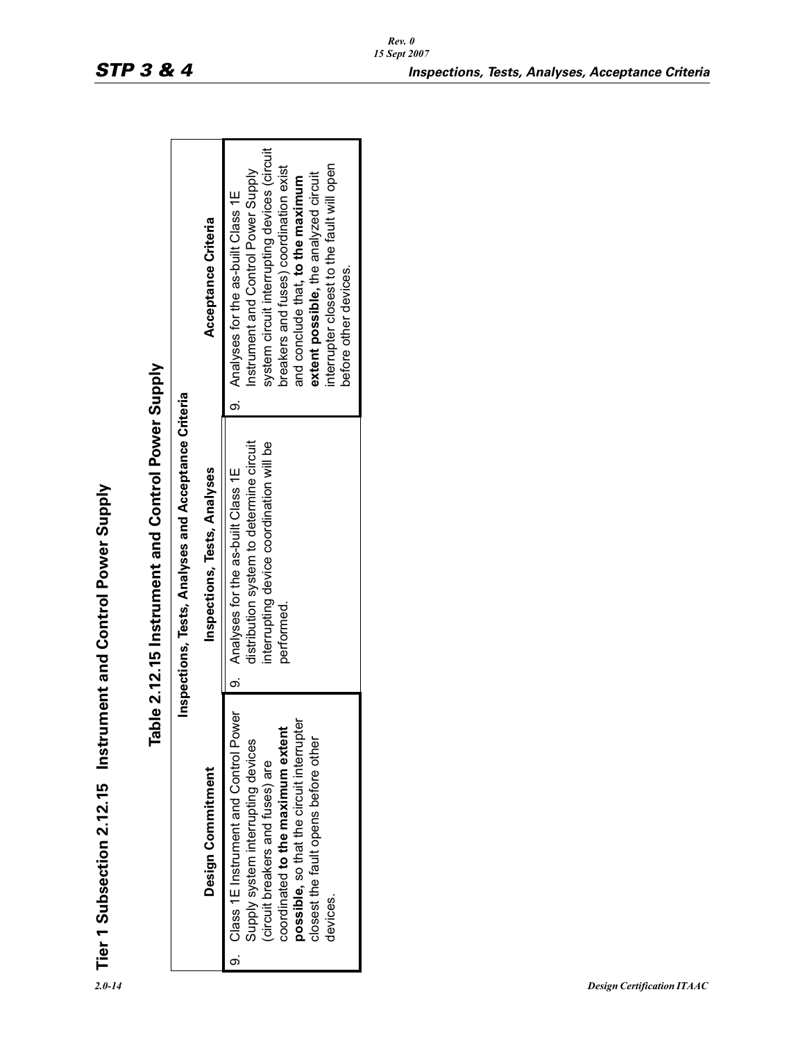## Tier 1 Subsection 2.12.15 Instrument and Control Power Supply

### Table 2.12.15 Instrument and Control Power Supply

| Inspections, Tests, Analyses and Acceptance Criteria | | |
|---|---|---|
| **Design Commitment** | **Inspections, Tests, Analyses** | **Acceptance Criteria** |
| 9. Class 1E Instrument and Control Power Supply system interrupting devices (circuit breakers and fuses) are coordinated **to the maximum extent possible,** so that the circuit interrupter closest the fault opens before other devices. | 9. Analyses for the as-built Class 1E distribution system to determine circuit interrupting device coordination will be performed. | 9. Analyses for the as-built Class 1E Instrument and Control Power Supply system circuit interrupting devices (circuit breakers and fuses) coordination exist and conclude that, **to the maximum extent possible,** the analyzed circuit interrupter closest to the fault will open before other devices. |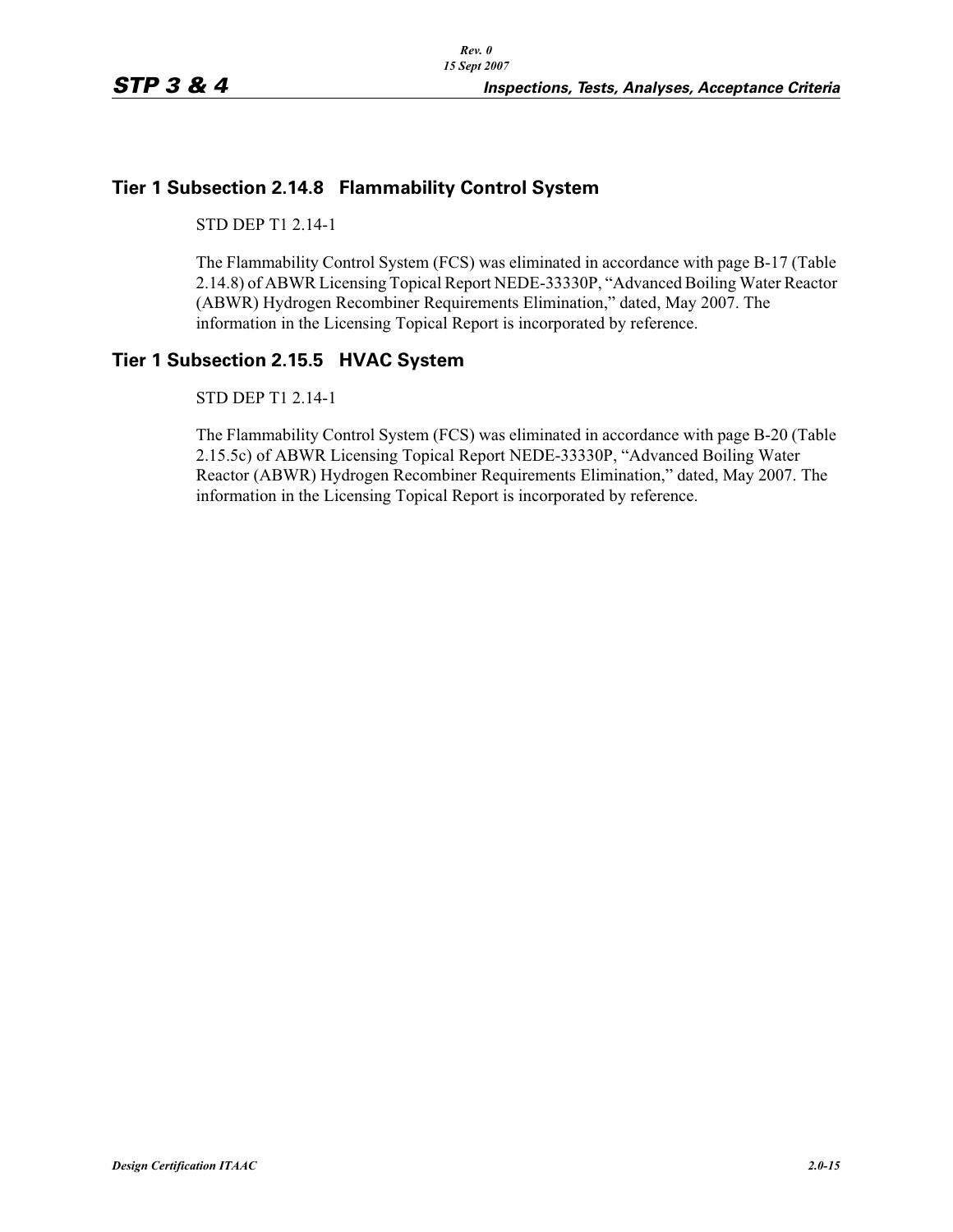## Tier 1 Subsection 2.14.8 Flammability Control System

STD DEP T1 2.14-1

The Flammability Control System (FCS) was eliminated in accordance with page B-17 (Table 2.14.8) of ABWR Licensing Topical Report NEDE-33330P, "Advanced Boiling Water Reactor (ABWR) Hydrogen Recombiner Requirements Elimination," dated, May 2007. The information in the Licensing Topical Report is incorporated by reference.

## Tier 1 Subsection 2.15.5 HVAC System

STD DEP T1 2.14-1

The Flammability Control System (FCS) was eliminated in accordance with page B-20 (Table 2.15.5c) of ABWR Licensing Topical Report NEDE-33330P, "Advanced Boiling Water Reactor (ABWR) Hydrogen Recombiner Requirements Elimination," dated, May 2007. The information in the Licensing Topical Report is incorporated by reference.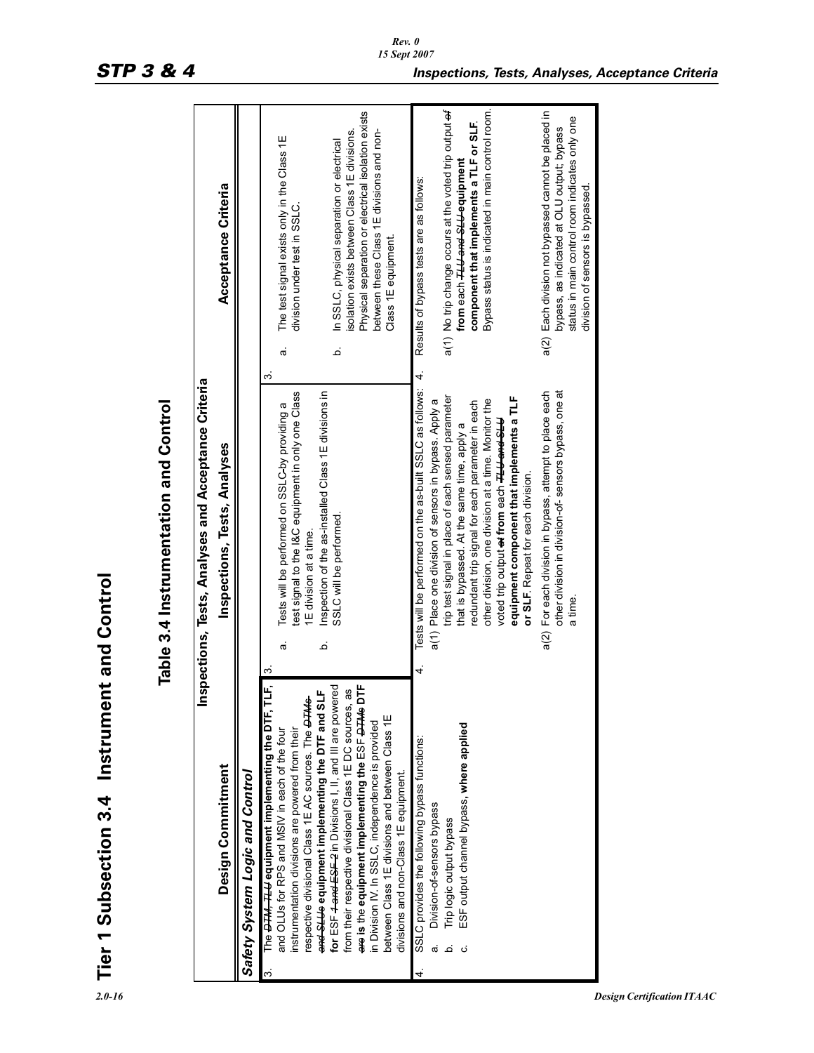# Tier 1 Subsection 3.4 Instrument and Control

## Table 3.4 Instrumentation and Control

| Design Commitment | Inspections, Tests, Analyses | Acceptance Criteria |
|---|---|---|
| ***Safety System Logic and Control*** | | |
| 3. The ~~DTM, TLU~~ **equipment implementing the DTF, TLF,** and OLUs for RPS and MSIV in each of the four instrumentation divisions are powered from their respective divisional Class 1E AC sources. The ~~DTMs and SLUs~~ **equipment implementing the DTF and SLF for** ESF ~~1 and ESF 2~~ in Divisions I, II, and III are powered from their respective divisional Class 1E DC sources, as ~~are~~ **is the equipment implementing the** ESF ~~DTMs~~ **DTF** in Division IV. In SSLC, independence is provided between Class 1E divisions and between Class 1E divisions and non-Class 1E equipment. | 3. a. Tests will be performed on SSLC ~~by~~ providing a test signal to the I&C equipment in only one Class 1E division at a time.<br>b. Inspection of the as-installed Class 1E divisions in SSLC will be performed. | 3. a. The test signal exists only in the Class 1E division under test in SSLC.<br>b. In SSLC, physical separation or electrical isolation exists between Class 1E divisions. Physical separation or electrical isolation exists between these Class 1E divisions and non-Class 1E equipment. |
| 4. SSLC provides the following bypass functions:<br>a. Division-of-sensors bypass<br>b. Trip logic output bypass<br>c. ESF output channel bypass, **where applied** | 4. Tests will be performed on the as-built SSLC as follows:<br>a(1) Place one division of sensors in bypass. Apply a trip test signal in place of each sensed parameter that is bypassed. At the same time, apply a redundant trip signal for each parameter in each other division, one division at a time. Monitor the voted trip output ~~of~~ **from** each ~~TLU and SLU~~ **equipment component that implements a TLF or SLF**. Repeat for each division.<br>a(2) For each division in bypass, attempt to place each other division in division-of- sensors bypass, one at a time. | 4. Results of bypass tests are as follows:<br>a(1) No trip change occurs at the voted trip output ~~of~~ **from** each ~~TLU and SLU~~ **equipment component that implements a TLF or SLF**. Bypass status is indicated in main control room.<br>a(2) Each division not bypassed cannot be placed in bypass, as indicated at OLU output; bypass status in main control room indicates only one division of sensors is bypassed. |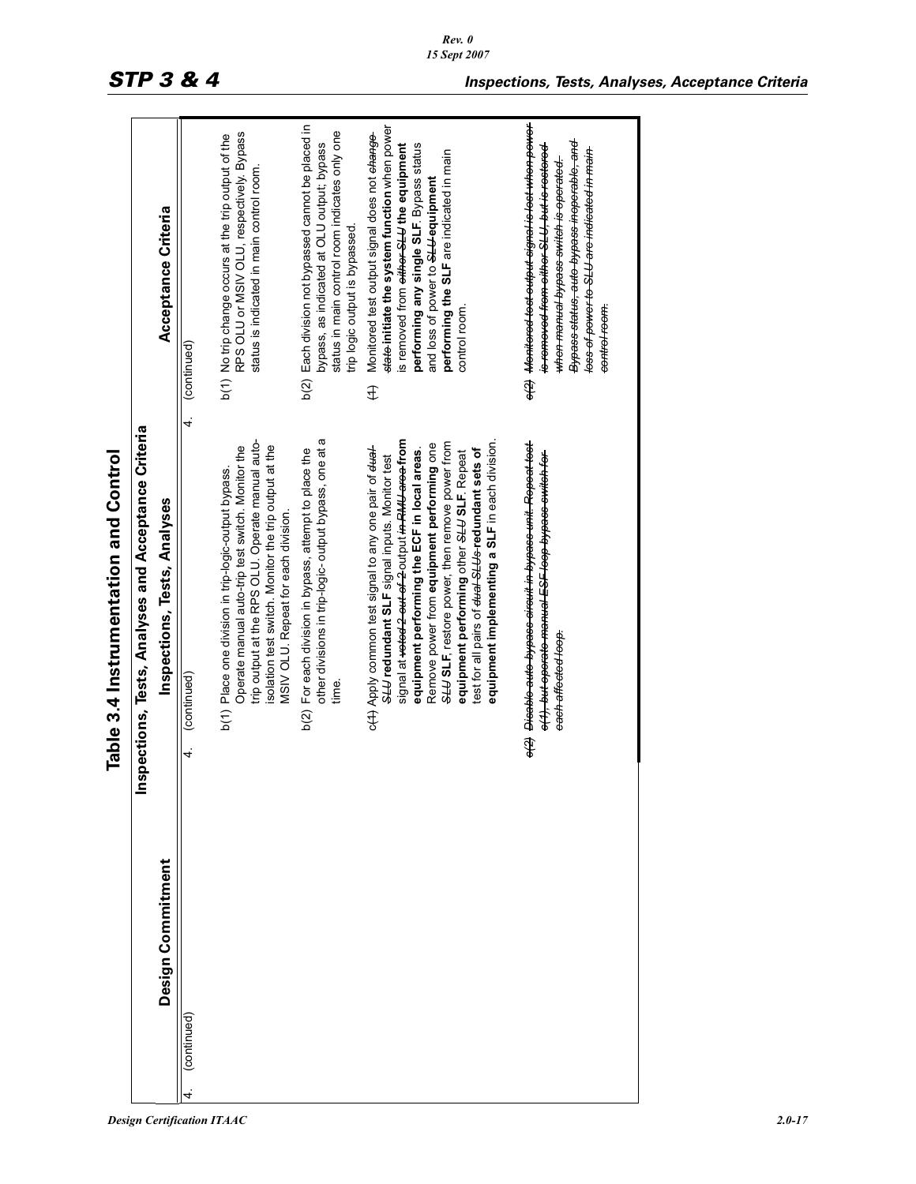## Table 3.4 Instrumentation and Control

### Inspections, Tests, Analyses and Acceptance Criteria

| Design Commitment | Inspections, Tests, Analyses | Acceptance Criteria |
|---|---|---|
| 4. (continued) | 4. (continued) | 4. (continued) |
| | b(1) Place one division in trip-logic-output bypass. Operate manual auto-trip test switch. Monitor the trip output at the RPS OLU. Operate manual auto-isolation test switch. Monitor the trip output at the MSIV OLU. Repeat for each division. | b(1) No trip change occurs at the trip output of the RPS OLU or MSIV OLU, respectively. Bypass status is indicated in main control room. |
| | b(2) For each division in bypass, attempt to place the other divisions in trip-logic- output bypass, one at a time. | b(2) Each division not bypassed cannot be placed in bypass, as indicated at OLU output; bypass status in main control room indicates only one trip logic output is bypassed. |
| | c~~(1)~~ Apply common test signal to any one pair of ~~dual-SLU~~ **redundant SLF** signal inputs. Monitor test signal at ~~voted 2-out-of-2~~ output ~~in RMU area~~ **from equipment performing the ECF in local areas.** Remove power from **equipment performing** one ~~SLU~~ **SLF**, restore power, then remove power from **equipment performing** other ~~SLU~~ **SLF**. Repeat test for all pairs of ~~dual-SLUs~~ **redundant sets of equipment implementing a SLF** in each division. | ~~(1)~~ Monitored test output signal does not ~~change-state~~ **initiate the system function** when power is removed from ~~either SLU~~ **the equipment performing any single SLF**. Bypass status and loss of power to ~~SLU~~ **equipment performing the SLF** are indicated in main control room. |
| | ~~c(2) Disable auto-bypass circuit in bypass unit. Repeat test c(1), but operate manual ESF loop bypass switch for each affected loop.~~ | ~~c(2) Monitored test output signal is lost when power is removed from either SLU, but is restored when manual bypass switch is operated. Bypass status, auto-bypass inoperable, and loss of power to SLU are indicated in main control room.~~ |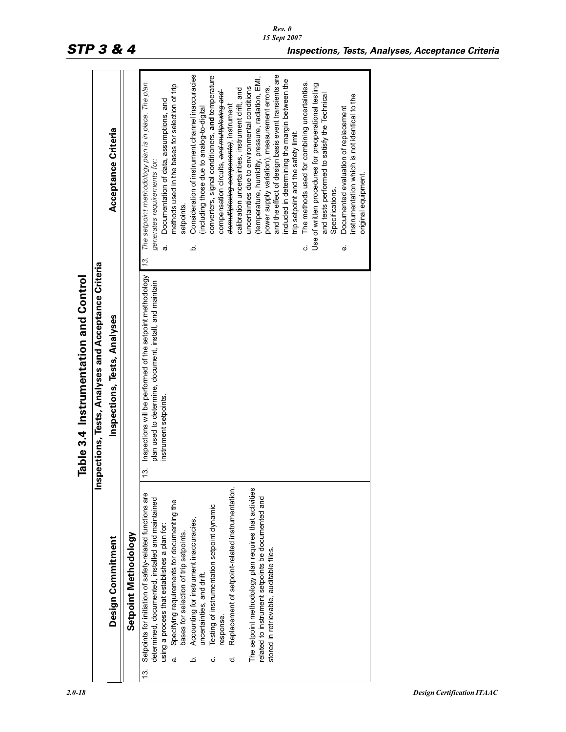# Table 3.4 Instrumentation and Control

## Inspections, Tests, Analyses and Acceptance Criteria

| Design Commitment | Inspections, Tests, Analyses | Acceptance Criteria |
|---|---|---|
| **Setpoint Methodology** | | |
| 13. Setpoints for initiation of safety-related functions are determined, documented, installed and maintained using a process that establishes a plan for:<br>a. Specifying requirements for documenting the bases for selection of trip setpoints.<br>b. Accounting for instrument inaccuracies, uncertainties, and drift.<br>c. Testing of instrumentation setpoint dynamic response.<br>d. Replacement of setpoint-related instrumentation.<br>The setpoint methodology plan requires that activities related to instrument setpoints be documented and stored in retrievable, auditable files. | 13. Inspections will be performed of the setpoint methodology plan used to determine, document, install, and maintain instrument setpoints. | 13. *The setpoint methodology plan is in place. The plan generates requirements for:*<br>a. Documentation of data, assumptions, and methods used in the bases for selection of trip setpoints.<br>b. Consideration of instrument channel inaccuracies (including those due to analog-to-digital converters, signal conditioners, **and** temperature compensation circuits, ~~and multiplexing and demultiplexing components~~), instrument calibration uncertainties, instrument drift, and uncertainties due to environmental conditions (temperature, humidity, pressure, radiation, EMI, power supply variation), measurement errors, and the effect of design basis event transients are included in determining the margin between the trip setpoint and the safety limit.<br>c. The methods used for combining uncertainties. Use of written procedures for preoperational testing and tests performed to satisfy the Technical Specifications.<br>e. Documented evaluation of replacement instrumentation which is not identical to the original equipment. |